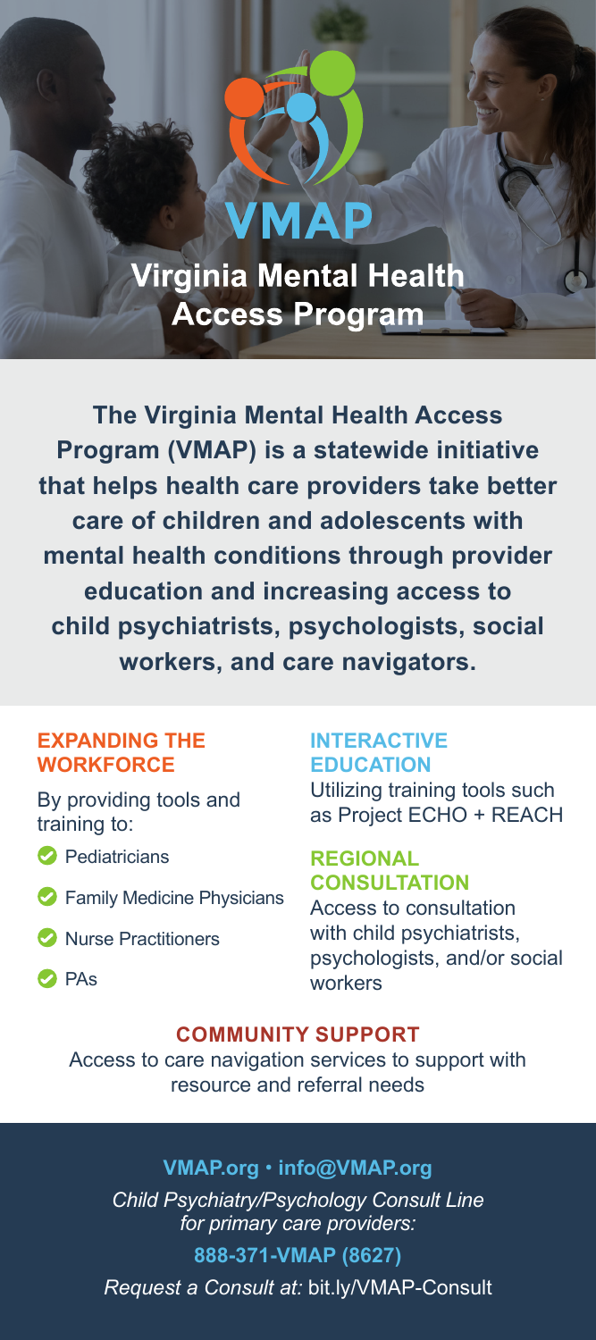# VMAP

## Virginia Mental Health Access Program

**The Virginia Mental Health Access Program (VMAP) is a statewide initiative that helps health care providers take better care of children and adolescents with mental health conditions through provider education and increasing access to child psychiatrists, psychologists, social workers, and care navigators.**

### EXPANDING THE WORKFORCE

By providing tools and training to:

- Pediatricians
- Family Medicine Physicians
- Nurse Practitioners
- PAs

### INTERACTIVE EDUCATION

Utilizing training tools such as Project ECHO + REACH

### REGIONAL CONSULTATION

Access to consultation with child psychiatrists, psychologists, and/or social workers

### COMMUNITY SUPPORT

Access to care navigation services to support with resource and referral needs

**VMAP.org • info@VMAP.org**

*Child Psychiatry/Psychology Consult Line for primary care providers:*

**888-371-VMAP (8627)**

*Request a Consult at:* bit.ly/VMAP-Consult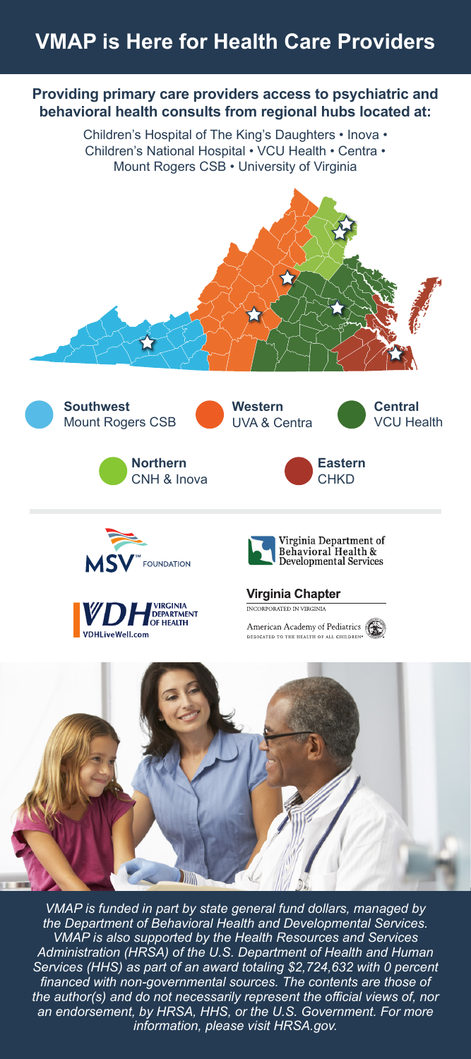# VMAP is Here for Health Care Providers

**Providing primary care providers access to psychiatric and behavioral health consults from regional hubs located at:**

Children's Hospital of The King's Daughters • Inova • Children's National Hospital • VCU Health • Centra • Mount Rogers CSB • University of Virginia

**Southwest**
Mount Rogers CSB

**Western**
UVA & Centra

**Central**
VCU Health

**Northern**
CNH & Inova

**Eastern**
CHKD

MSV FOUNDATION

Virginia Department of Behavioral Health & Developmental Services

VDH VIRGINIA DEPARTMENT OF HEALTH
VDHLiveWell.com

**Virginia Chapter**
INCORPORATED IN VIRGINIA
American Academy of Pediatrics
DEDICATED TO THE HEALTH OF ALL CHILDREN

*VMAP is funded in part by state general fund dollars, managed by the Department of Behavioral Health and Developmental Services. VMAP is also supported by the Health Resources and Services Administration (HRSA) of the U.S. Department of Health and Human Services (HHS) as part of an award totaling $2,724,632 with 0 percent financed with non-governmental sources. The contents are those of the author(s) and do not necessarily represent the official views of, nor an endorsement, by HRSA, HHS, or the U.S. Government. For more information, please visit HRSA.gov.*